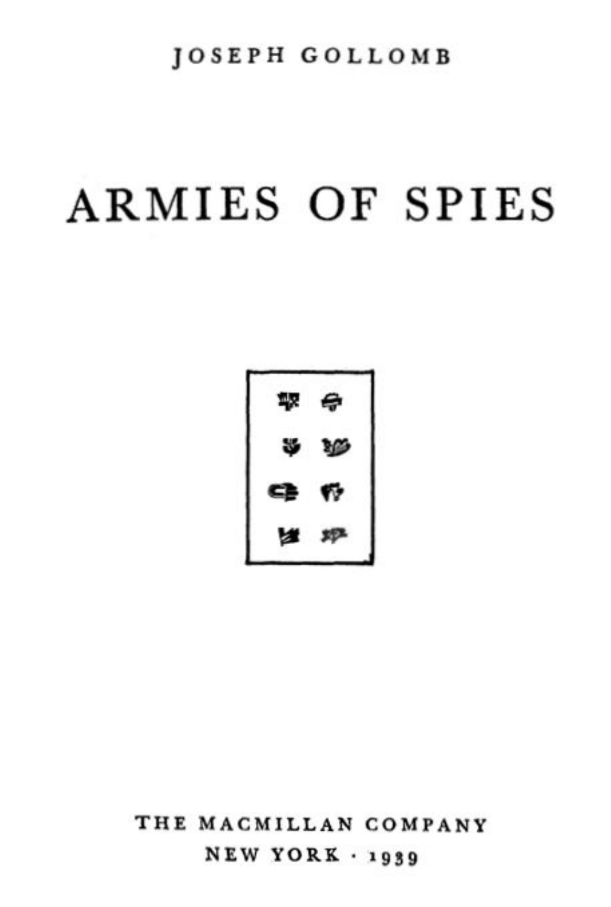JOSEPH GOLLOMB

# ARMIES OF SPIES

THE MACMILLAN COMPANY

NEW YORK · 1939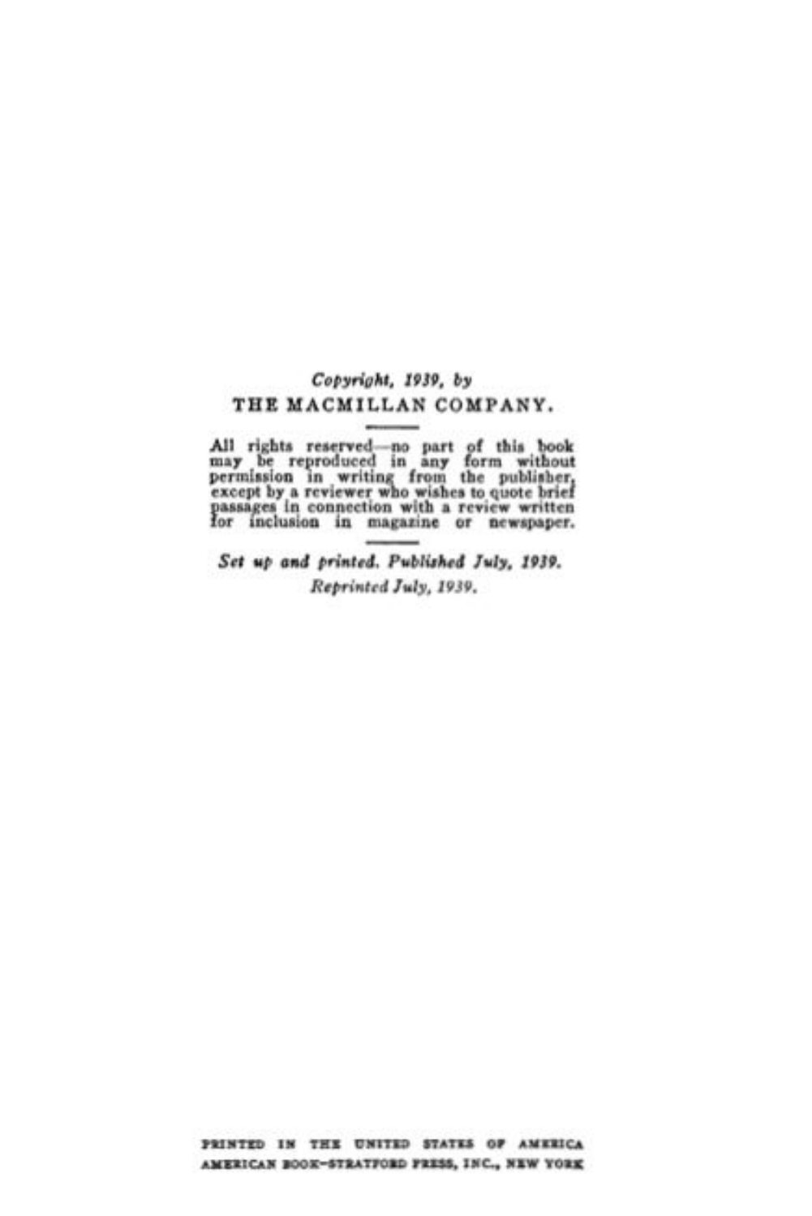*Copyright, 1939, by*
THE MACMILLAN COMPANY.

---

All rights reserved—no part of this book may be reproduced in any form without permission in writing from the publisher, except by a reviewer who wishes to quote brief passages in connection with a review written for inclusion in magazine or newspaper.

---

***Set up and printed. Published July, 1939.***
*Reprinted July, 1939.*

PRINTED IN THE UNITED STATES OF AMERICA
AMERICAN BOOK–STRATFORD PRESS, INC., NEW YORK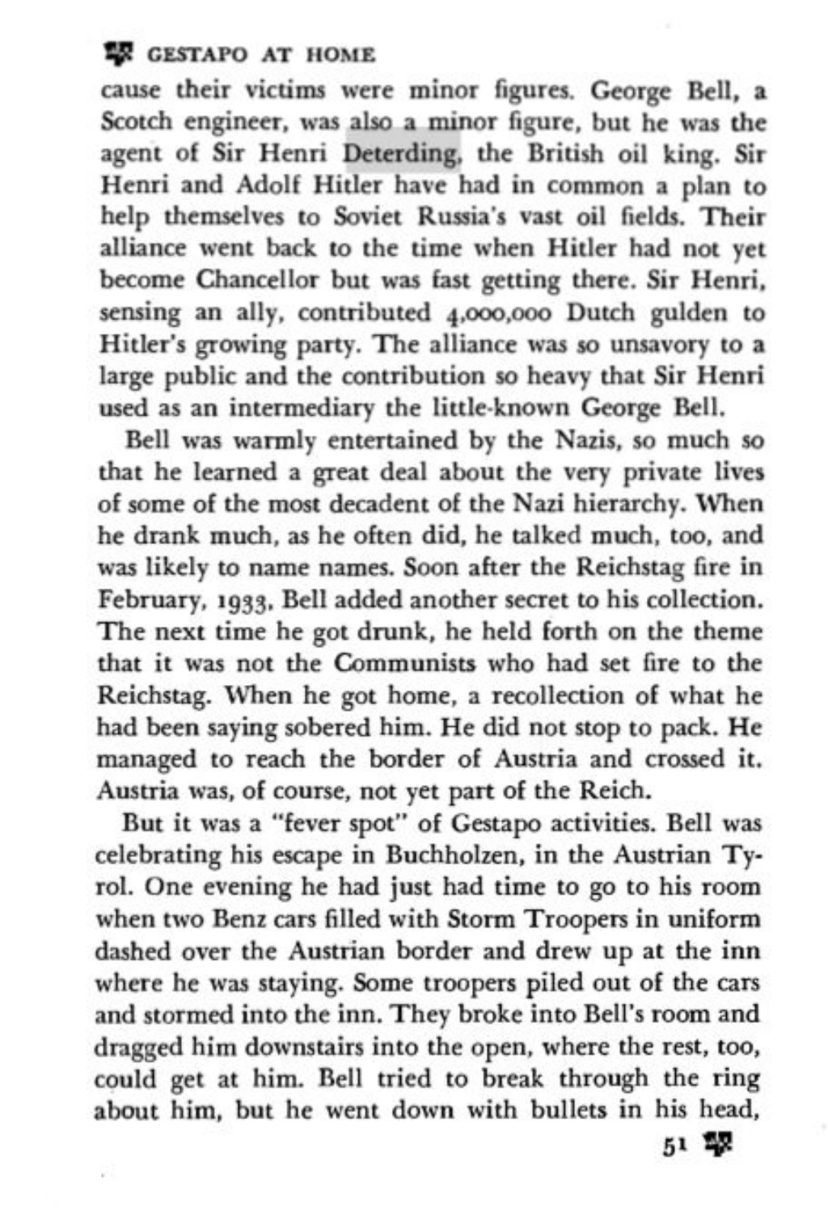cause their victims were minor figures. George Bell, a Scotch engineer, was also a minor figure, but he was the agent of Sir Henri Deterding, the British oil king. Sir Henri and Adolf Hitler have had in common a plan to help themselves to Soviet Russia's vast oil fields. Their alliance went back to the time when Hitler had not yet become Chancellor but was fast getting there. Sir Henri, sensing an ally, contributed 4,000,000 Dutch gulden to Hitler's growing party. The alliance was so unsavory to a large public and the contribution so heavy that Sir Henri used as an intermediary the little-known George Bell.

Bell was warmly entertained by the Nazis, so much so that he learned a great deal about the very private lives of some of the most decadent of the Nazi hierarchy. When he drank much, as he often did, he talked much, too, and was likely to name names. Soon after the Reichstag fire in February, 1933, Bell added another secret to his collection. The next time he got drunk, he held forth on the theme that it was not the Communists who had set fire to the Reichstag. When he got home, a recollection of what he had been saying sobered him. He did not stop to pack. He managed to reach the border of Austria and crossed it. Austria was, of course, not yet part of the Reich.

But it was a "fever spot" of Gestapo activities. Bell was celebrating his escape in Buchholzen, in the Austrian Tyrol. One evening he had just had time to go to his room when two Benz cars filled with Storm Troopers in uniform dashed over the Austrian border and drew up at the inn where he was staying. Some troopers piled out of the cars and stormed into the inn. They broke into Bell's room and dragged him downstairs into the open, where the rest, too, could get at him. Bell tried to break through the ring about him, but he went down with bullets in his head,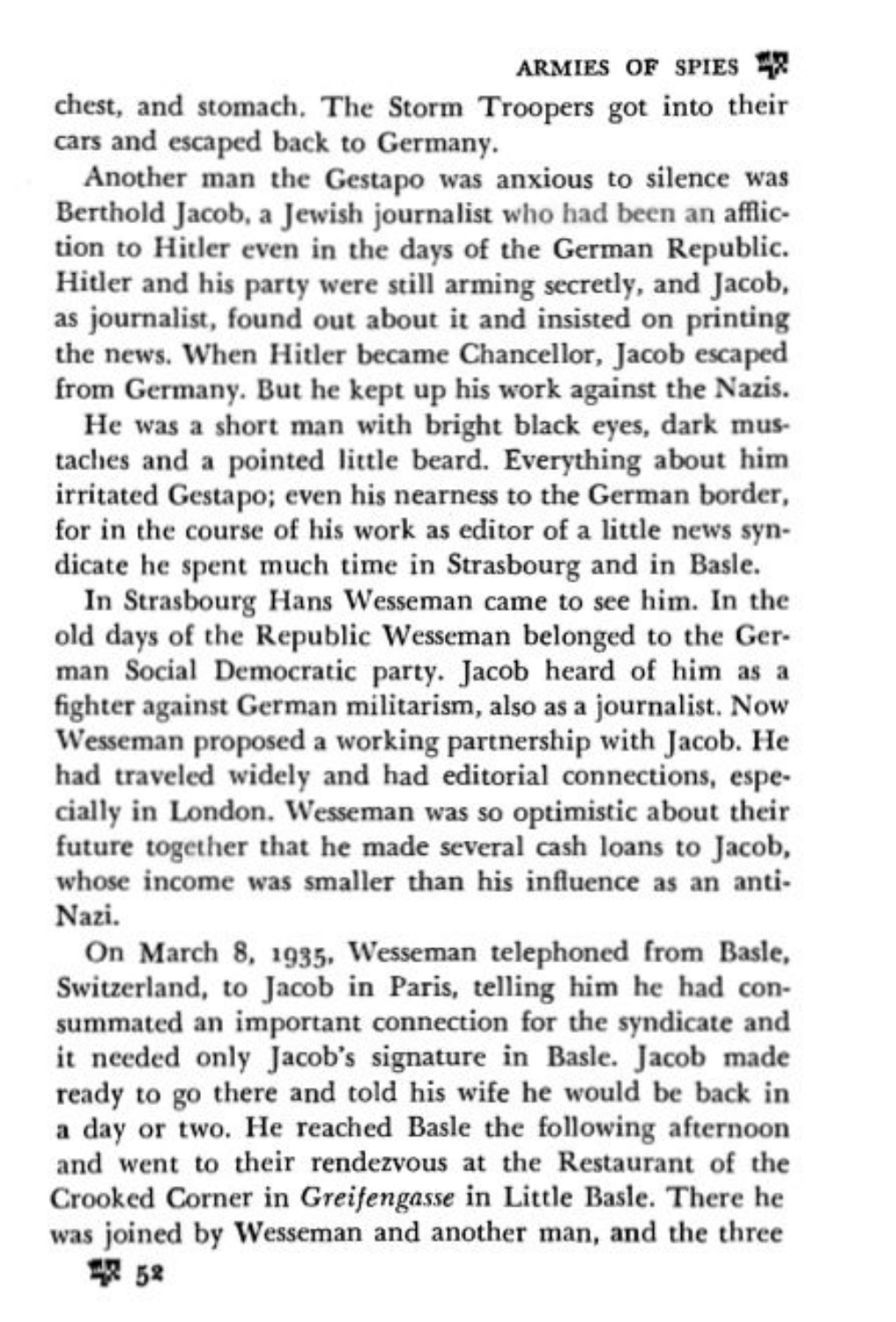chest, and stomach. The Storm Troopers got into their cars and escaped back to Germany.

Another man the Gestapo was anxious to silence was Berthold Jacob, a Jewish journalist who had been an affliction to Hitler even in the days of the German Republic. Hitler and his party were still arming secretly, and Jacob, as journalist, found out about it and insisted on printing the news. When Hitler became Chancellor, Jacob escaped from Germany. But he kept up his work against the Nazis.

He was a short man with bright black eyes, dark mustaches and a pointed little beard. Everything about him irritated Gestapo; even his nearness to the German border, for in the course of his work as editor of a little news syndicate he spent much time in Strasbourg and in Basle.

In Strasbourg Hans Wesseman came to see him. In the old days of the Republic Wesseman belonged to the German Social Democratic party. Jacob heard of him as a fighter against German militarism, also as a journalist. Now Wesseman proposed a working partnership with Jacob. He had traveled widely and had editorial connections, especially in London. Wesseman was so optimistic about their future together that he made several cash loans to Jacob, whose income was smaller than his influence as an anti-Nazi.

On March 8, 1935, Wesseman telephoned from Basle, Switzerland, to Jacob in Paris, telling him he had consummated an important connection for the syndicate and it needed only Jacob's signature in Basle. Jacob made ready to go there and told his wife he would be back in a day or two. He reached Basle the following afternoon and went to their rendezvous at the Restaurant of the Crooked Corner in *Greifengasse* in Little Basle. There he was joined by Wesseman and another man, and the three